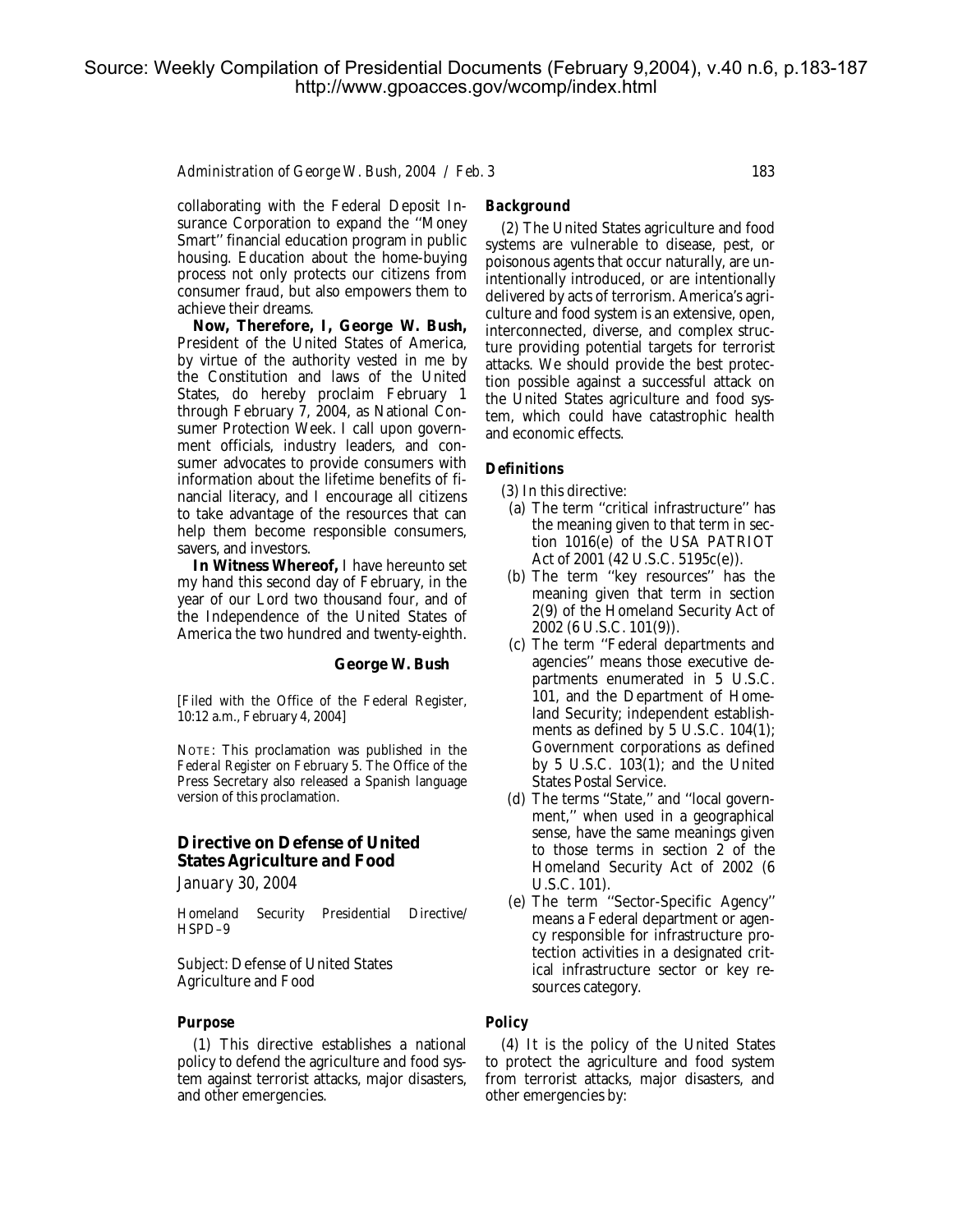Source: Weekly Compilation of Presidential Documents (February 9,2004), v.40 n.6, p.183-187
http://www.gpoacces.gov/wcomp/index.html

collaborating with the Federal Deposit Insurance Corporation to expand the ''Money Smart'' financial education program in public housing. Education about the home-buying process not only protects our citizens from consumer fraud, but also empowers them to achieve their dreams.

**Now, Therefore, I, George W. Bush,** President of the United States of America, by virtue of the authority vested in me by the Constitution and laws of the United States, do hereby proclaim February 1 through February 7, 2004, as National Consumer Protection Week. I call upon government officials, industry leaders, and consumer advocates to provide consumers with information about the lifetime benefits of financial literacy, and I encourage all citizens to take advantage of the resources that can help them become responsible consumers, savers, and investors.

**In Witness Whereof,** I have hereunto set my hand this second day of February, in the year of our Lord two thousand four, and of the Independence of the United States of America the two hundred and twenty-eighth.

**George W. Bush**

[Filed with the Office of the Federal Register, 10:12 a.m., February 4, 2004]

NOTE: This proclamation was published in the *Federal Register* on February 5. The Office of the Press Secretary also released a Spanish language version of this proclamation.

## Directive on Defense of United States Agriculture and Food

*January 30, 2004*

Homeland Security Presidential Directive/HSPD–9

Subject: Defense of United States Agriculture and Food

### Purpose

(1) This directive establishes a national policy to defend the agriculture and food system against terrorist attacks, major disasters, and other emergencies.

### Background

(2) The United States agriculture and food systems are vulnerable to disease, pest, or poisonous agents that occur naturally, are unintentionally introduced, or are intentionally delivered by acts of terrorism. America's agriculture and food system is an extensive, open, interconnected, diverse, and complex structure providing potential targets for terrorist attacks. We should provide the best protection possible against a successful attack on the United States agriculture and food system, which could have catastrophic health and economic effects.

### Definitions

(3) In this directive:

(a) The term ''critical infrastructure'' has the meaning given to that term in section 1016(e) of the USA PATRIOT Act of 2001 (42 U.S.C. 5195c(e)).

(b) The term ''key resources'' has the meaning given that term in section 2(9) of the Homeland Security Act of 2002 (6 U.S.C. 101(9)).

(c) The term ''Federal departments and agencies'' means those executive departments enumerated in 5 U.S.C. 101, and the Department of Homeland Security; independent establishments as defined by 5 U.S.C. 104(1); Government corporations as defined by 5 U.S.C. 103(1); and the United States Postal Service.

(d) The terms ''State,'' and ''local government,'' when used in a geographical sense, have the same meanings given to those terms in section 2 of the Homeland Security Act of 2002 (6 U.S.C. 101).

(e) The term ''Sector-Specific Agency'' means a Federal department or agency responsible for infrastructure protection activities in a designated critical infrastructure sector or key resources category.

### Policy

(4) It is the policy of the United States to protect the agriculture and food system from terrorist attacks, major disasters, and other emergencies by: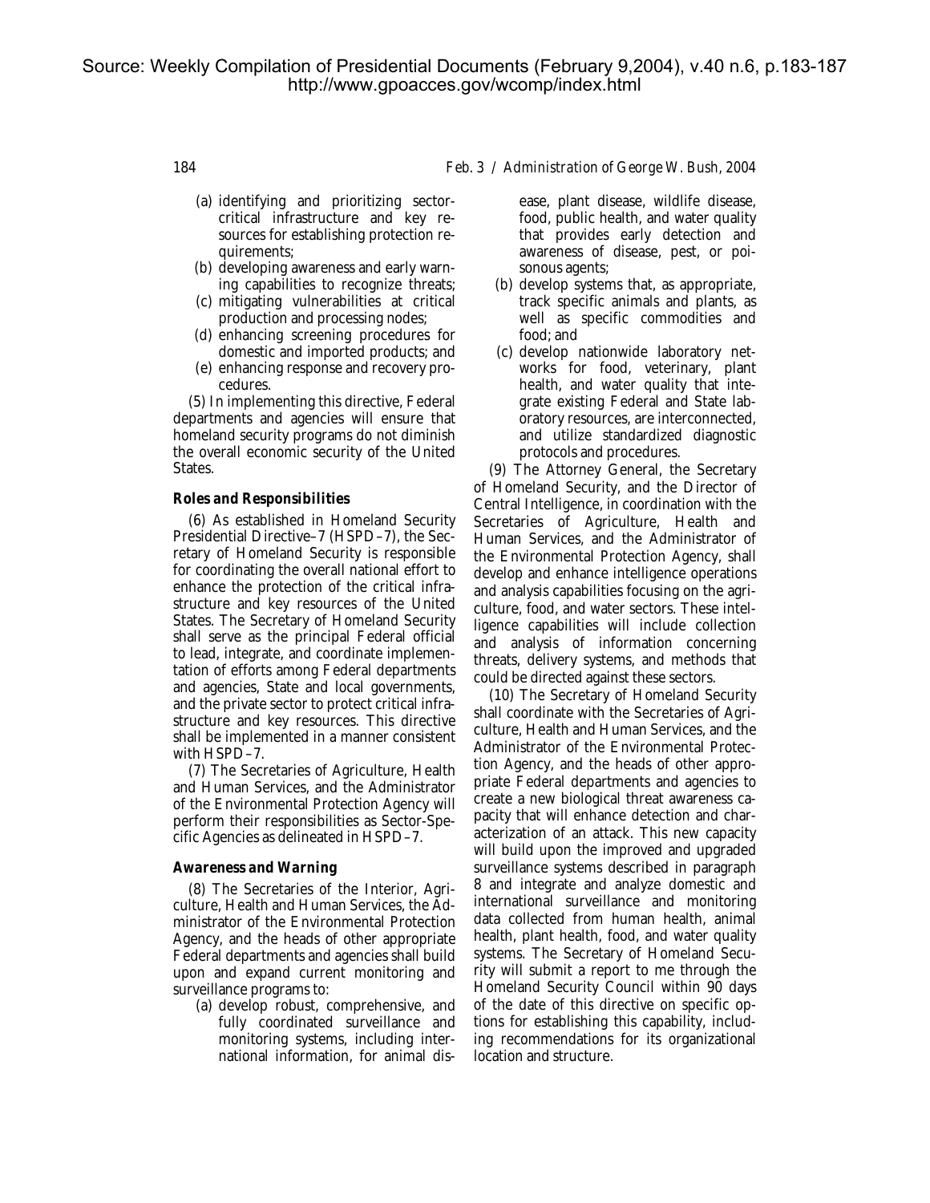(a) identifying and prioritizing sector-critical infrastructure and key resources for establishing protection requirements;

(b) developing awareness and early warning capabilities to recognize threats;

(c) mitigating vulnerabilities at critical production and processing nodes;

(d) enhancing screening procedures for domestic and imported products; and

(e) enhancing response and recovery procedures.

(5) In implementing this directive, Federal departments and agencies will ensure that homeland security programs do not diminish the overall economic security of the United States.

### *Roles and Responsibilities*

(6) As established in Homeland Security Presidential Directive–7 (HSPD–7), the Secretary of Homeland Security is responsible for coordinating the overall national effort to enhance the protection of the critical infrastructure and key resources of the United States. The Secretary of Homeland Security shall serve as the principal Federal official to lead, integrate, and coordinate implementation of efforts among Federal departments and agencies, State and local governments, and the private sector to protect critical infrastructure and key resources. This directive shall be implemented in a manner consistent with HSPD–7.

(7) The Secretaries of Agriculture, Health and Human Services, and the Administrator of the Environmental Protection Agency will perform their responsibilities as Sector-Specific Agencies as delineated in HSPD–7.

### *Awareness and Warning*

(8) The Secretaries of the Interior, Agriculture, Health and Human Services, the Administrator of the Environmental Protection Agency, and the heads of other appropriate Federal departments and agencies shall build upon and expand current monitoring and surveillance programs to:

(a) develop robust, comprehensive, and fully coordinated surveillance and monitoring systems, including international information, for animal disease, plant disease, wildlife disease, food, public health, and water quality that provides early detection and awareness of disease, pest, or poisonous agents;

(b) develop systems that, as appropriate, track specific animals and plants, as well as specific commodities and food; and

(c) develop nationwide laboratory networks for food, veterinary, plant health, and water quality that integrate existing Federal and State laboratory resources, are interconnected, and utilize standardized diagnostic protocols and procedures.

(9) The Attorney General, the Secretary of Homeland Security, and the Director of Central Intelligence, in coordination with the Secretaries of Agriculture, Health and Human Services, and the Administrator of the Environmental Protection Agency, shall develop and enhance intelligence operations and analysis capabilities focusing on the agriculture, food, and water sectors. These intelligence capabilities will include collection and analysis of information concerning threats, delivery systems, and methods that could be directed against these sectors.

(10) The Secretary of Homeland Security shall coordinate with the Secretaries of Agriculture, Health and Human Services, and the Administrator of the Environmental Protection Agency, and the heads of other appropriate Federal departments and agencies to create a new biological threat awareness capacity that will enhance detection and characterization of an attack. This new capacity will build upon the improved and upgraded surveillance systems described in paragraph 8 and integrate and analyze domestic and international surveillance and monitoring data collected from human health, animal health, plant health, food, and water quality systems. The Secretary of Homeland Security will submit a report to me through the Homeland Security Council within 90 days of the date of this directive on specific options for establishing this capability, including recommendations for its organizational location and structure.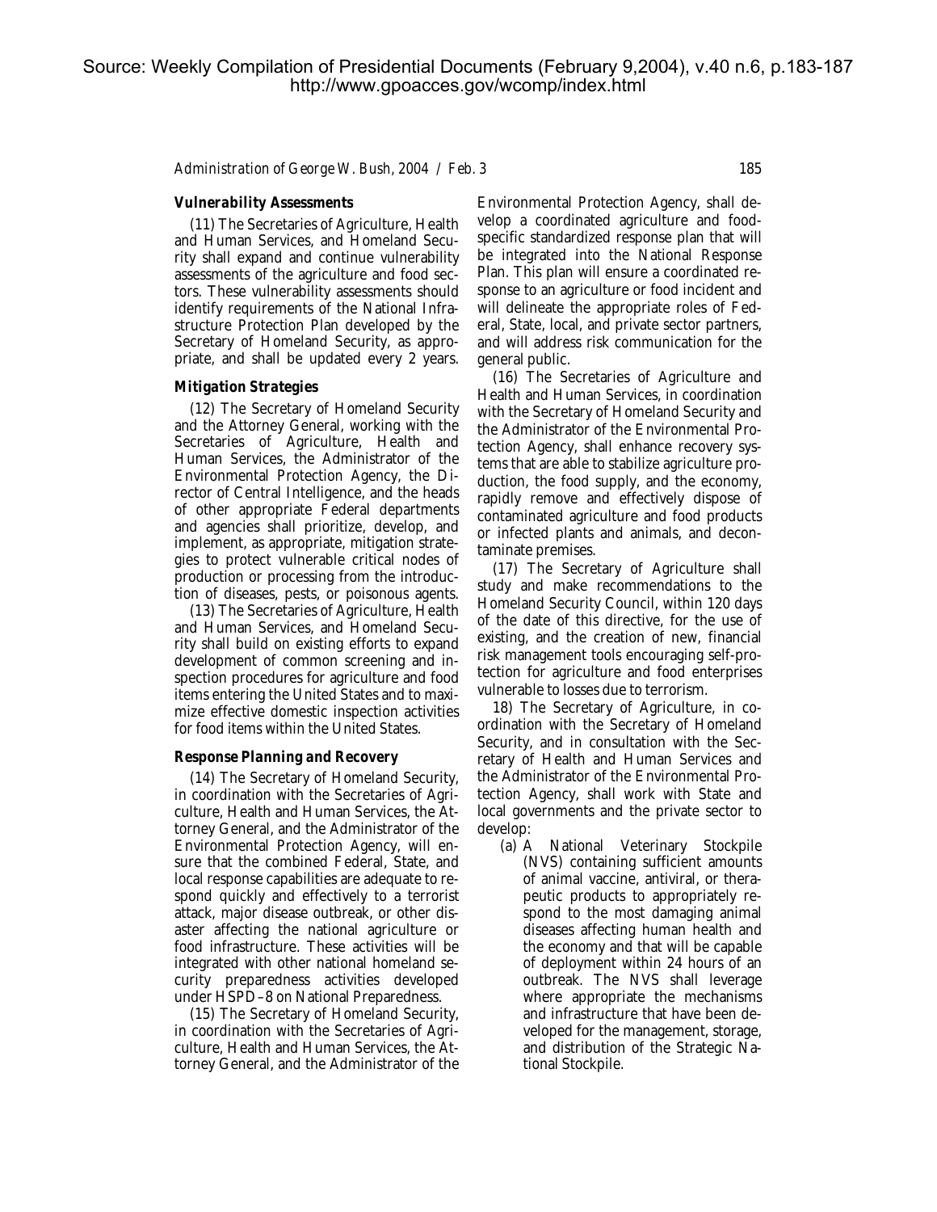### Vulnerability Assessments

(11) The Secretaries of Agriculture, Health and Human Services, and Homeland Security shall expand and continue vulnerability assessments of the agriculture and food sectors. These vulnerability assessments should identify requirements of the National Infrastructure Protection Plan developed by the Secretary of Homeland Security, as appropriate, and shall be updated every 2 years.

### Mitigation Strategies

(12) The Secretary of Homeland Security and the Attorney General, working with the Secretaries of Agriculture, Health and Human Services, the Administrator of the Environmental Protection Agency, the Director of Central Intelligence, and the heads of other appropriate Federal departments and agencies shall prioritize, develop, and implement, as appropriate, mitigation strategies to protect vulnerable critical nodes of production or processing from the introduction of diseases, pests, or poisonous agents.

(13) The Secretaries of Agriculture, Health and Human Services, and Homeland Security shall build on existing efforts to expand development of common screening and inspection procedures for agriculture and food items entering the United States and to maximize effective domestic inspection activities for food items within the United States.

### Response Planning and Recovery

(14) The Secretary of Homeland Security, in coordination with the Secretaries of Agriculture, Health and Human Services, the Attorney General, and the Administrator of the Environmental Protection Agency, will ensure that the combined Federal, State, and local response capabilities are adequate to respond quickly and effectively to a terrorist attack, major disease outbreak, or other disaster affecting the national agriculture or food infrastructure. These activities will be integrated with other national homeland security preparedness activities developed under HSPD–8 on National Preparedness.

(15) The Secretary of Homeland Security, in coordination with the Secretaries of Agriculture, Health and Human Services, the Attorney General, and the Administrator of the Environmental Protection Agency, shall develop a coordinated agriculture and food-specific standardized response plan that will be integrated into the National Response Plan. This plan will ensure a coordinated response to an agriculture or food incident and will delineate the appropriate roles of Federal, State, local, and private sector partners, and will address risk communication for the general public.

(16) The Secretaries of Agriculture and Health and Human Services, in coordination with the Secretary of Homeland Security and the Administrator of the Environmental Protection Agency, shall enhance recovery systems that are able to stabilize agriculture production, the food supply, and the economy, rapidly remove and effectively dispose of contaminated agriculture and food products or infected plants and animals, and decontaminate premises.

(17) The Secretary of Agriculture shall study and make recommendations to the Homeland Security Council, within 120 days of the date of this directive, for the use of existing, and the creation of new, financial risk management tools encouraging self-protection for agriculture and food enterprises vulnerable to losses due to terrorism.

18) The Secretary of Agriculture, in coordination with the Secretary of Homeland Security, and in consultation with the Secretary of Health and Human Services and the Administrator of the Environmental Protection Agency, shall work with State and local governments and the private sector to develop:

(a) A National Veterinary Stockpile (NVS) containing sufficient amounts of animal vaccine, antiviral, or therapeutic products to appropriately respond to the most damaging animal diseases affecting human health and the economy and that will be capable of deployment within 24 hours of an outbreak. The NVS shall leverage where appropriate the mechanisms and infrastructure that have been developed for the management, storage, and distribution of the Strategic National Stockpile.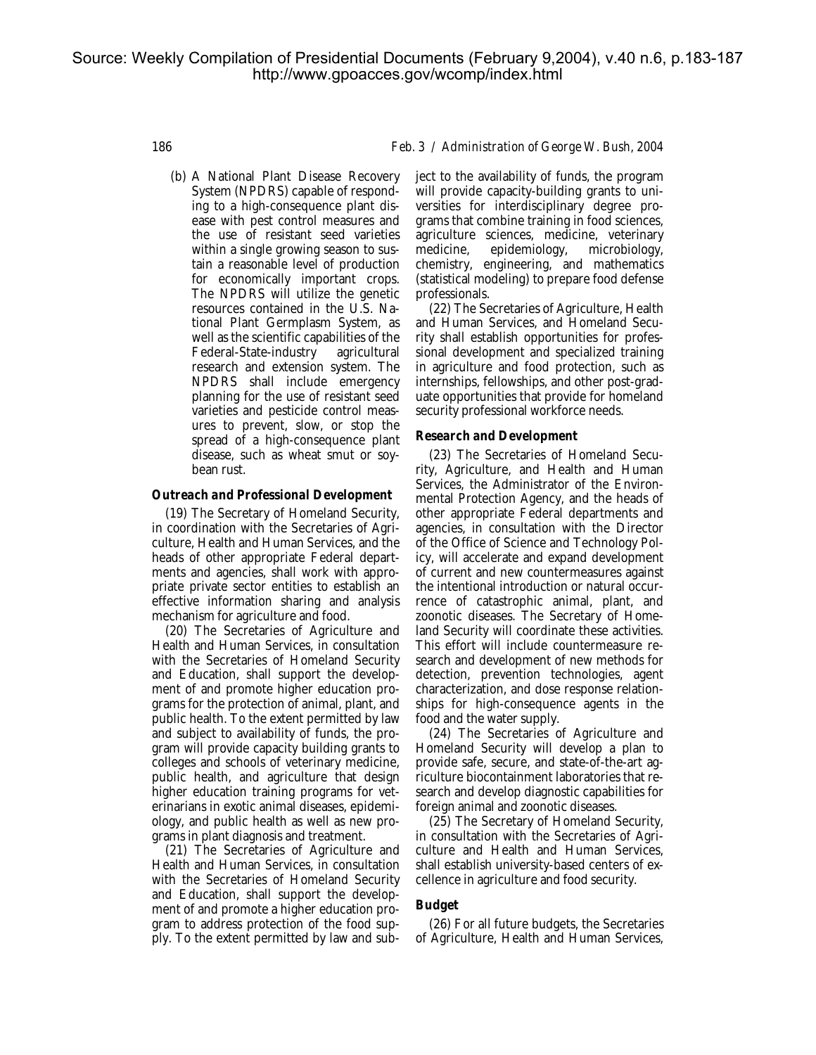(b) A National Plant Disease Recovery System (NPDRS) capable of responding to a high-consequence plant disease with pest control measures and the use of resistant seed varieties within a single growing season to sustain a reasonable level of production for economically important crops. The NPDRS will utilize the genetic resources contained in the U.S. National Plant Germplasm System, as well as the scientific capabilities of the Federal-State-industry agricultural research and extension system. The NPDRS shall include emergency planning for the use of resistant seed varieties and pesticide control measures to prevent, slow, or stop the spread of a high-consequence plant disease, such as wheat smut or soybean rust.

### Outreach and Professional Development

(19) The Secretary of Homeland Security, in coordination with the Secretaries of Agriculture, Health and Human Services, and the heads of other appropriate Federal departments and agencies, shall work with appropriate private sector entities to establish an effective information sharing and analysis mechanism for agriculture and food.

(20) The Secretaries of Agriculture and Health and Human Services, in consultation with the Secretaries of Homeland Security and Education, shall support the development of and promote higher education programs for the protection of animal, plant, and public health. To the extent permitted by law and subject to availability of funds, the program will provide capacity building grants to colleges and schools of veterinary medicine, public health, and agriculture that design higher education training programs for veterinarians in exotic animal diseases, epidemiology, and public health as well as new programs in plant diagnosis and treatment.

(21) The Secretaries of Agriculture and Health and Human Services, in consultation with the Secretaries of Homeland Security and Education, shall support the development of and promote a higher education program to address protection of the food supply. To the extent permitted by law and subject to the availability of funds, the program will provide capacity-building grants to universities for interdisciplinary degree programs that combine training in food sciences, agriculture sciences, medicine, veterinary medicine, epidemiology, microbiology, chemistry, engineering, and mathematics (statistical modeling) to prepare food defense professionals.

(22) The Secretaries of Agriculture, Health and Human Services, and Homeland Security shall establish opportunities for professional development and specialized training in agriculture and food protection, such as internships, fellowships, and other post-graduate opportunities that provide for homeland security professional workforce needs.

### Research and Development

(23) The Secretaries of Homeland Security, Agriculture, and Health and Human Services, the Administrator of the Environmental Protection Agency, and the heads of other appropriate Federal departments and agencies, in consultation with the Director of the Office of Science and Technology Policy, will accelerate and expand development of current and new countermeasures against the intentional introduction or natural occurrence of catastrophic animal, plant, and zoonotic diseases. The Secretary of Homeland Security will coordinate these activities. This effort will include countermeasure research and development of new methods for detection, prevention technologies, agent characterization, and dose response relationships for high-consequence agents in the food and the water supply.

(24) The Secretaries of Agriculture and Homeland Security will develop a plan to provide safe, secure, and state-of-the-art agriculture biocontainment laboratories that research and develop diagnostic capabilities for foreign animal and zoonotic diseases.

(25) The Secretary of Homeland Security, in consultation with the Secretaries of Agriculture and Health and Human Services, shall establish university-based centers of excellence in agriculture and food security.

### Budget

(26) For all future budgets, the Secretaries of Agriculture, Health and Human Services,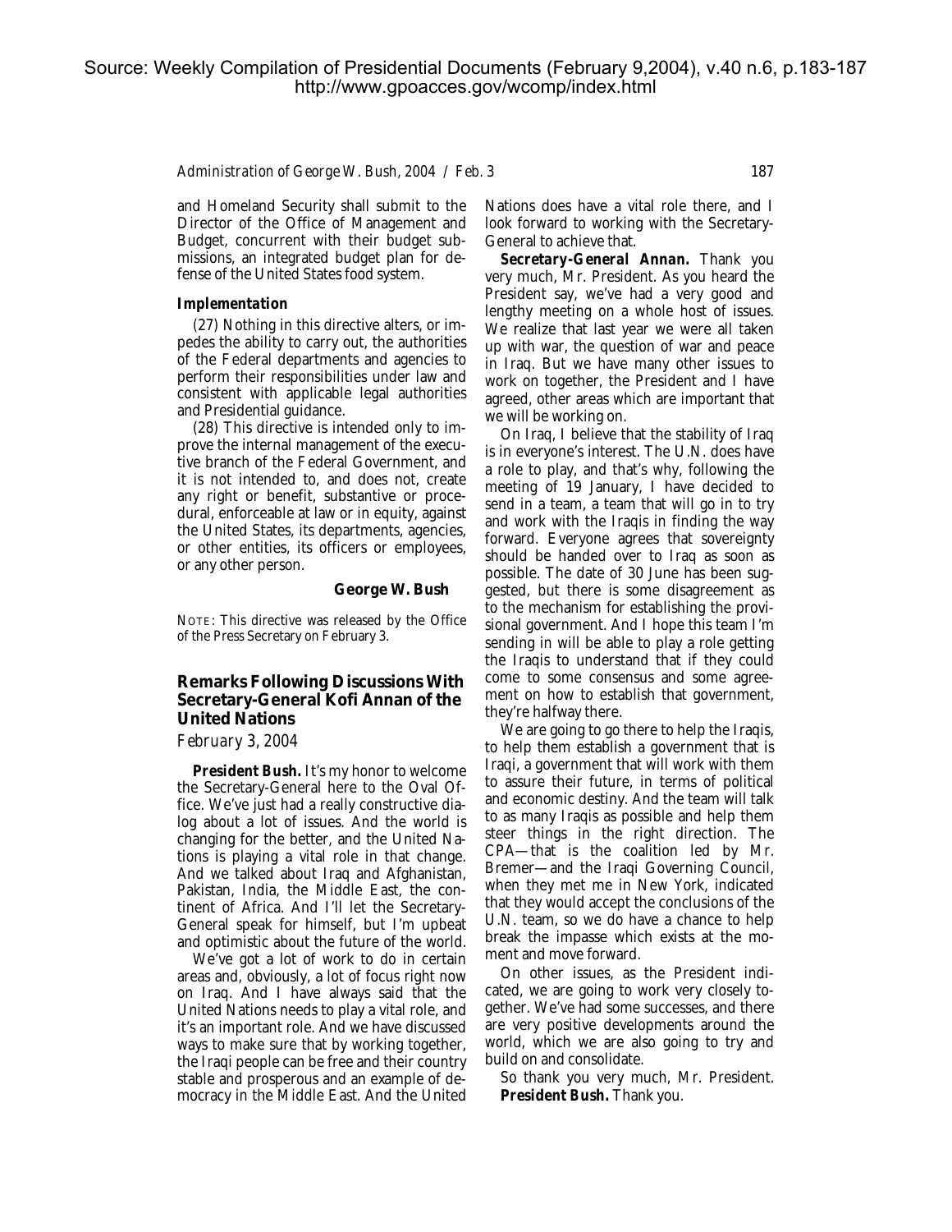and Homeland Security shall submit to the Director of the Office of Management and Budget, concurrent with their budget submissions, an integrated budget plan for defense of the United States food system.

### *Implementation*

(27) Nothing in this directive alters, or impedes the ability to carry out, the authorities of the Federal departments and agencies to perform their responsibilities under law and consistent with applicable legal authorities and Presidential guidance.

(28) This directive is intended only to improve the internal management of the executive branch of the Federal Government, and it is not intended to, and does not, create any right or benefit, substantive or procedural, enforceable at law or in equity, against the United States, its departments, agencies, or other entities, its officers or employees, or any other person.

**George W. Bush**

NOTE: This directive was released by the Office of the Press Secretary on February 3.

## Remarks Following Discussions With Secretary-General Kofi Annan of the United Nations

*February 3, 2004*

***President Bush.*** It's my honor to welcome the Secretary-General here to the Oval Office. We've just had a really constructive dialog about a lot of issues. And the world is changing for the better, and the United Nations is playing a vital role in that change. And we talked about Iraq and Afghanistan, Pakistan, India, the Middle East, the continent of Africa. And I'll let the Secretary-General speak for himself, but I'm upbeat and optimistic about the future of the world.

We've got a lot of work to do in certain areas and, obviously, a lot of focus right now on Iraq. And I have always said that the United Nations needs to play a vital role, and it's an important role. And we have discussed ways to make sure that by working together, the Iraqi people can be free and their country stable and prosperous and an example of democracy in the Middle East. And the United Nations does have a vital role there, and I look forward to working with the Secretary-General to achieve that.

***Secretary-General Annan.*** Thank you very much, Mr. President. As you heard the President say, we've had a very good and lengthy meeting on a whole host of issues. We realize that last year we were all taken up with war, the question of war and peace in Iraq. But we have many other issues to work on together, the President and I have agreed, other areas which are important that we will be working on.

On Iraq, I believe that the stability of Iraq is in everyone's interest. The U.N. does have a role to play, and that's why, following the meeting of 19 January, I have decided to send in a team, a team that will go in to try and work with the Iraqis in finding the way forward. Everyone agrees that sovereignty should be handed over to Iraq as soon as possible. The date of 30 June has been suggested, but there is some disagreement as to the mechanism for establishing the provisional government. And I hope this team I'm sending in will be able to play a role getting the Iraqis to understand that if they could come to some consensus and some agreement on how to establish that government, they're halfway there.

We are going to go there to help the Iraqis, to help them establish a government that is Iraqi, a government that will work with them to assure their future, in terms of political and economic destiny. And the team will talk to as many Iraqis as possible and help them steer things in the right direction. The CPA—that is the coalition led by Mr. Bremer—and the Iraqi Governing Council, when they met me in New York, indicated that they would accept the conclusions of the U.N. team, so we do have a chance to help break the impasse which exists at the moment and move forward.

On other issues, as the President indicated, we are going to work very closely together. We've had some successes, and there are very positive developments around the world, which we are also going to try and build on and consolidate.

So thank you very much, Mr. President.

***President Bush.*** Thank you.